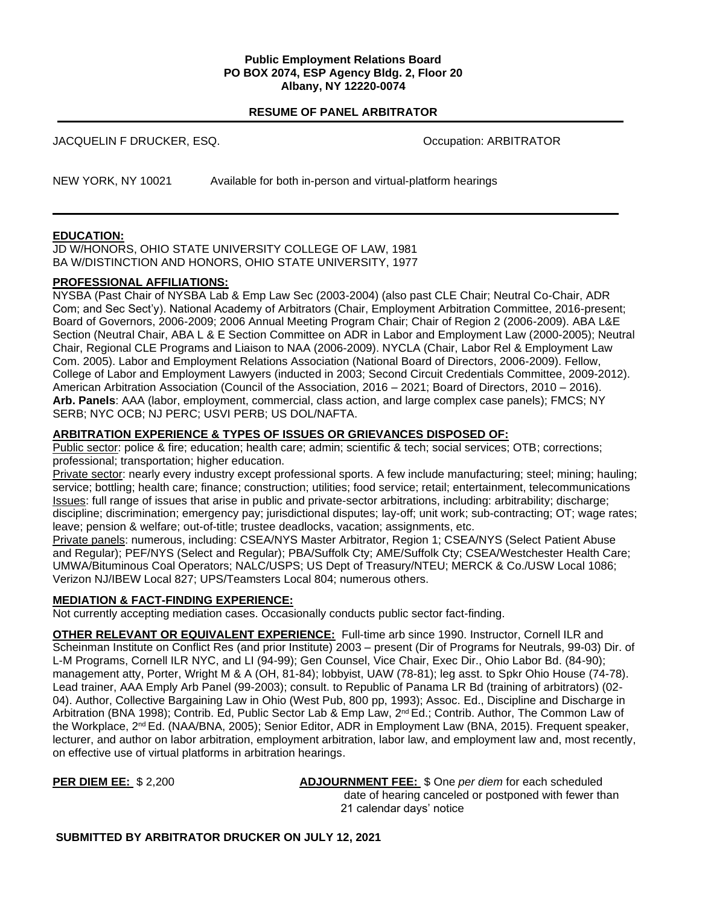**Public Employment Relations Board**
**PO BOX 2074, ESP Agency Bldg. 2, Floor 20**
**Albany, NY 12220-0074**

**RESUME OF PANEL ARBITRATOR**

JACQUELIN F DRUCKER, ESQ. Occupation: ARBITRATOR

NEW YORK, NY 10021 Available for both in-person and virtual-platform hearings

**EDUCATION:**

JD W/HONORS, OHIO STATE UNIVERSITY COLLEGE OF LAW, 1981
BA W/DISTINCTION AND HONORS, OHIO STATE UNIVERSITY, 1977

**PROFESSIONAL AFFILIATIONS:**

NYSBA (Past Chair of NYSBA Lab & Emp Law Sec (2003-2004) (also past CLE Chair; Neutral Co-Chair, ADR Com; and Sec Sect'y). National Academy of Arbitrators (Chair, Employment Arbitration Committee, 2016-present; Board of Governors, 2006-2009; 2006 Annual Meeting Program Chair; Chair of Region 2 (2006-2009). ABA L&E Section (Neutral Chair, ABA L & E Section Committee on ADR in Labor and Employment Law (2000-2005); Neutral Chair, Regional CLE Programs and Liaison to NAA (2006-2009). NYCLA (Chair, Labor Rel & Employment Law Com. 2005). Labor and Employment Relations Association (National Board of Directors, 2006-2009). Fellow, College of Labor and Employment Lawyers (inducted in 2003; Second Circuit Credentials Committee, 2009-2012). American Arbitration Association (Council of the Association, 2016 – 2021; Board of Directors, 2010 – 2016).
**Arb. Panels**: AAA (labor, employment, commercial, class action, and large complex case panels); FMCS; NY SERB; NYC OCB; NJ PERC; USVI PERB; US DOL/NAFTA.

**ARBITRATION EXPERIENCE & TYPES OF ISSUES OR GRIEVANCES DISPOSED OF:**

Public sector: police & fire; education; health care; admin; scientific & tech; social services; OTB; corrections; professional; transportation; higher education.
Private sector: nearly every industry except professional sports. A few include manufacturing; steel; mining; hauling; service; bottling; health care; finance; construction; utilities; food service; retail; entertainment, telecommunications
Issues: full range of issues that arise in public and private-sector arbitrations, including: arbitrability; discharge; discipline; discrimination; emergency pay; jurisdictional disputes; lay-off; unit work; sub-contracting; OT; wage rates; leave; pension & welfare; out-of-title; trustee deadlocks, vacation; assignments, etc.
Private panels: numerous, including: CSEA/NYS Master Arbitrator, Region 1; CSEA/NYS (Select Patient Abuse and Regular); PEF/NYS (Select and Regular); PBA/Suffolk Cty; AME/Suffolk Cty; CSEA/Westchester Health Care; UMWA/Bituminous Coal Operators; NALC/USPS; US Dept of Treasury/NTEU; MERCK & Co./USW Local 1086; Verizon NJ/IBEW Local 827; UPS/Teamsters Local 804; numerous others.

**MEDIATION & FACT-FINDING EXPERIENCE:**

Not currently accepting mediation cases. Occasionally conducts public sector fact-finding.

**OTHER RELEVANT OR EQUIVALENT EXPERIENCE:** Full-time arb since 1990. Instructor, Cornell ILR and Scheinman Institute on Conflict Res (and prior Institute) 2003 – present (Dir of Programs for Neutrals, 99-03) Dir. of L-M Programs, Cornell ILR NYC, and LI (94-99); Gen Counsel, Vice Chair, Exec Dir., Ohio Labor Bd. (84-90); management atty, Porter, Wright M & A (OH, 81-84); lobbyist, UAW (78-81); leg asst. to Spkr Ohio House (74-78). Lead trainer, AAA Emply Arb Panel (99-2003); consult. to Republic of Panama LR Bd (training of arbitrators) (02-04). Author, Collective Bargaining Law in Ohio (West Pub, 800 pp, 1993); Assoc. Ed., Discipline and Discharge in Arbitration (BNA 1998); Contrib. Ed, Public Sector Lab & Emp Law, 2nd Ed.; Contrib. Author, The Common Law of the Workplace, 2nd Ed. (NAA/BNA, 2005); Senior Editor, ADR in Employment Law (BNA, 2015). Frequent speaker, lecturer, and author on labor arbitration, employment arbitration, labor law, and employment law and, most recently, on effective use of virtual platforms in arbitration hearings.

**PER DIEM EE:** $ 2,200

**ADJOURNMENT FEE:** $ One *per diem* for each scheduled date of hearing canceled or postponed with fewer than 21 calendar days' notice

**SUBMITTED BY ARBITRATOR DRUCKER ON JULY 12, 2021**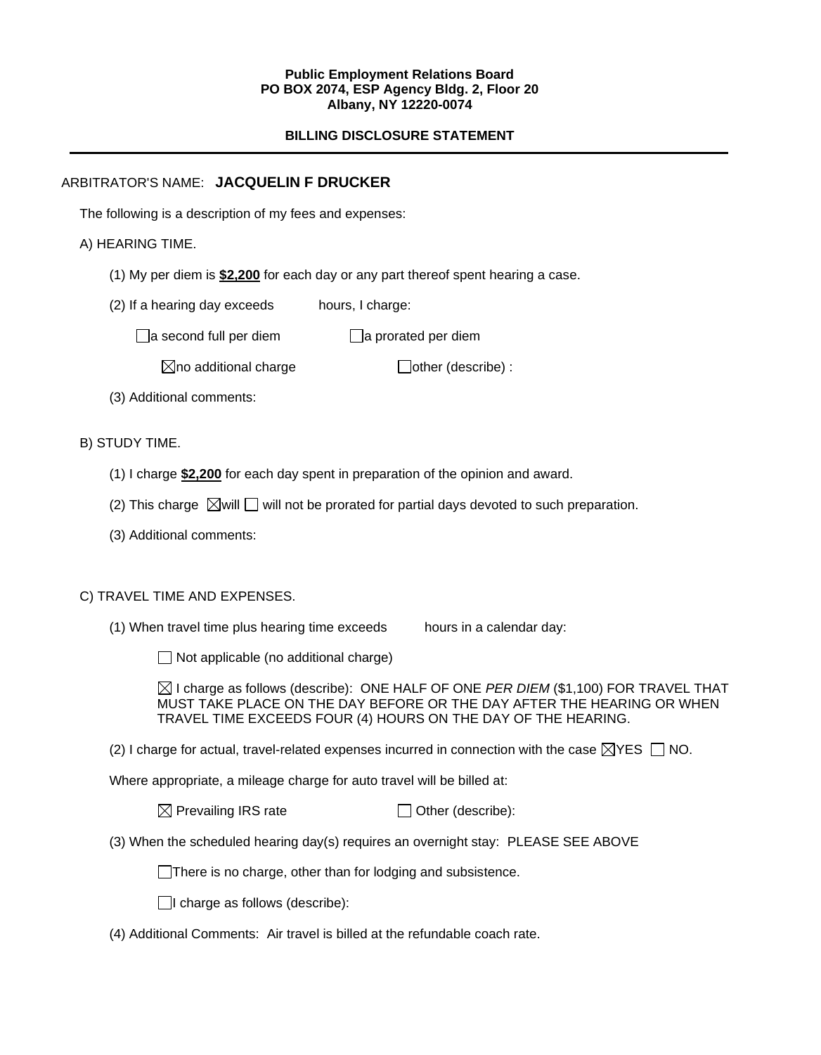**Public Employment Relations Board**
**PO BOX 2074, ESP Agency Bldg. 2, Floor 20**
**Albany, NY 12220-0074**

**BILLING DISCLOSURE STATEMENT**

---

ARBITRATOR'S NAME: **JACQUELIN F DRUCKER**

The following is a description of my fees and expenses:

A) HEARING TIME.

(1) My per diem is **$2,200** for each day or any part thereof spent hearing a case.

(2) If a hearing day exceeds hours, I charge:

☐ a second full per diem ☐ a prorated per diem

☒ no additional charge ☐ other (describe) :

(3) Additional comments:

B) STUDY TIME.

(1) I charge **$2,200** for each day spent in preparation of the opinion and award.

(2) This charge ☒ will ☐ will not be prorated for partial days devoted to such preparation.

(3) Additional comments:

C) TRAVEL TIME AND EXPENSES.

(1) When travel time plus hearing time exceeds hours in a calendar day:

☐ Not applicable (no additional charge)

☒ I charge as follows (describe): ONE HALF OF ONE *PER DIEM* ($1,100) FOR TRAVEL THAT MUST TAKE PLACE ON THE DAY BEFORE OR THE DAY AFTER THE HEARING OR WHEN TRAVEL TIME EXCEEDS FOUR (4) HOURS ON THE DAY OF THE HEARING.

(2) I charge for actual, travel-related expenses incurred in connection with the case ☒ YES ☐ NO.

Where appropriate, a mileage charge for auto travel will be billed at:

☒ Prevailing IRS rate ☐ Other (describe):

(3) When the scheduled hearing day(s) requires an overnight stay: PLEASE SEE ABOVE

☐ There is no charge, other than for lodging and subsistence.

☐ I charge as follows (describe):

(4) Additional Comments: Air travel is billed at the refundable coach rate.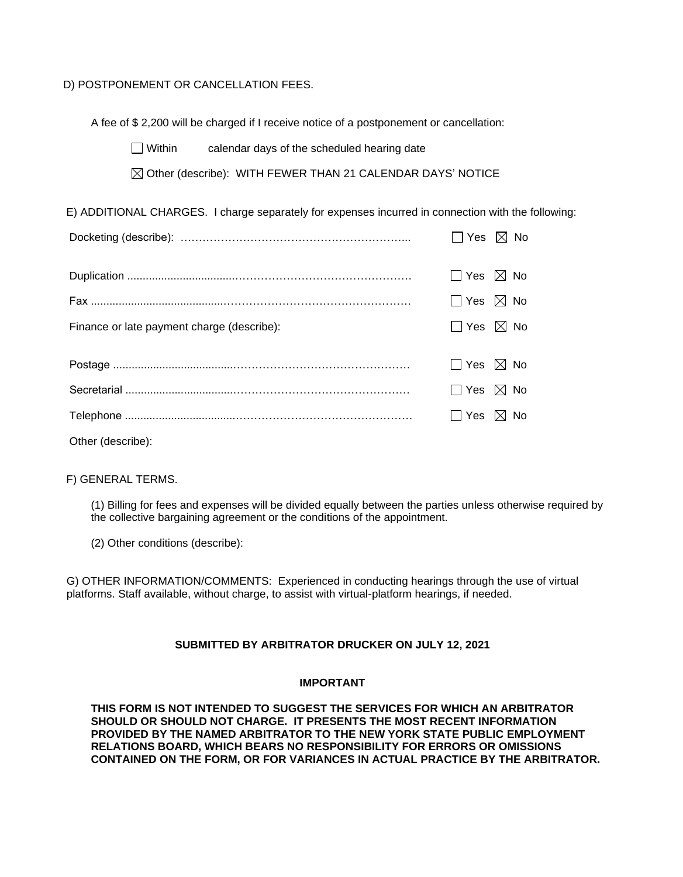D) POSTPONEMENT OR CANCELLATION FEES.

A fee of $ 2,200 will be charged if I receive notice of a postponement or cancellation:

☐ Within calendar days of the scheduled hearing date

☒ Other (describe): WITH FEWER THAN 21 CALENDAR DAYS' NOTICE

E) ADDITIONAL CHARGES. I charge separately for expenses incurred in connection with the following:

| | |
|---|---|
| Docketing (describe): ........................................................ | ☐ Yes ☒ No |
| Duplication ........................................................ | ☐ Yes ☒ No |
| Fax ........................................................ | ☐ Yes ☒ No |
| Finance or late payment charge (describe): | ☐ Yes ☒ No |
| Postage ........................................................ | ☐ Yes ☒ No |
| Secretarial ........................................................ | ☐ Yes ☒ No |
| Telephone ........................................................ | ☐ Yes ☒ No |

Other (describe):

F) GENERAL TERMS.

(1) Billing for fees and expenses will be divided equally between the parties unless otherwise required by the collective bargaining agreement or the conditions of the appointment.

(2) Other conditions (describe):

G) OTHER INFORMATION/COMMENTS: Experienced in conducting hearings through the use of virtual platforms. Staff available, without charge, to assist with virtual-platform hearings, if needed.

**SUBMITTED BY ARBITRATOR DRUCKER ON JULY 12, 2021**

**IMPORTANT**

**THIS FORM IS NOT INTENDED TO SUGGEST THE SERVICES FOR WHICH AN ARBITRATOR SHOULD OR SHOULD NOT CHARGE. IT PRESENTS THE MOST RECENT INFORMATION PROVIDED BY THE NAMED ARBITRATOR TO THE NEW YORK STATE PUBLIC EMPLOYMENT RELATIONS BOARD, WHICH BEARS NO RESPONSIBILITY FOR ERRORS OR OMISSIONS CONTAINED ON THE FORM, OR FOR VARIANCES IN ACTUAL PRACTICE BY THE ARBITRATOR.**